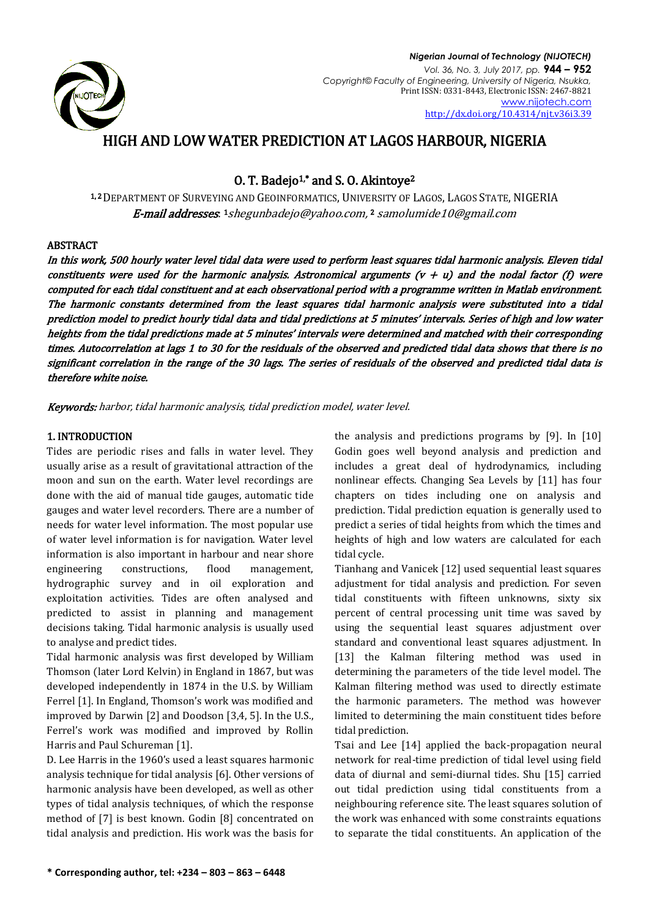# HIGH AND LOW WATER PREDICTION AT LAGOS HARBOUR, NIGERIA

**O. T. Badejo[1,*] and S. O. Akintoye[2]**

[1,2] Department of Surveying and Geoinformatics, University of Lagos, Lagos State, NIGERIA

*E-mail addresses*: [1] shegunbadejo@yahoo.com, [2] samolumide10@gmail.com

## ABSTRACT

***In this work, 500 hourly water level tidal data were used to perform least squares tidal harmonic analysis. Eleven tidal constituents were used for the harmonic analysis. Astronomical arguments (v + u) and the nodal factor (f) were computed for each tidal constituent and at each observational period with a programme written in Matlab environment. The harmonic constants determined from the least squares tidal harmonic analysis were substituted into a tidal prediction model to predict hourly tidal data and tidal predictions at 5 minutes' intervals. Series of high and low water heights from the tidal predictions made at 5 minutes' intervals were determined and matched with their corresponding times. Autocorrelation at lags 1 to 30 for the residuals of the observed and predicted tidal data shows that there is no significant correlation in the range of the 30 lags. The series of residuals of the observed and predicted tidal data is therefore white noise.***

***Keywords:*** *harbor, tidal harmonic analysis, tidal prediction model, water level.*

## 1. INTRODUCTION

Tides are periodic rises and falls in water level. They usually arise as a result of gravitational attraction of the moon and sun on the earth. Water level recordings are done with the aid of manual tide gauges, automatic tide gauges and water level recorders. There are a number of needs for water level information. The most popular use of water level information is for navigation. Water level information is also important in harbour and near shore engineering constructions, flood management, hydrographic survey and in oil exploration and exploitation activities. Tides are often analysed and predicted to assist in planning and management decisions taking. Tidal harmonic analysis is usually used to analyse and predict tides.

Tidal harmonic analysis was first developed by William Thomson (later Lord Kelvin) in England in 1867, but was developed independently in 1874 in the U.S. by William Ferrel [1]. In England, Thomson's work was modified and improved by Darwin [2] and Doodson [3,4, 5]. In the U.S., Ferrel's work was modified and improved by Rollin Harris and Paul Schureman [1].

D. Lee Harris in the 1960's used a least squares harmonic analysis technique for tidal analysis [6]. Other versions of harmonic analysis have been developed, as well as other types of tidal analysis techniques, of which the response method of [7] is best known. Godin [8] concentrated on tidal analysis and prediction. His work was the basis for the analysis and predictions programs by [9]. In [10] Godin goes well beyond analysis and prediction and includes a great deal of hydrodynamics, including nonlinear effects. Changing Sea Levels by [11] has four chapters on tides including one on analysis and prediction. Tidal prediction equation is generally used to predict a series of tidal heights from which the times and heights of high and low waters are calculated for each tidal cycle.

Tianhang and Vanicek [12] used sequential least squares adjustment for tidal analysis and prediction. For seven tidal constituents with fifteen unknowns, sixty six percent of central processing unit time was saved by using the sequential least squares adjustment over standard and conventional least squares adjustment. In [13] the Kalman filtering method was used in determining the parameters of the tide level model. The Kalman filtering method was used to directly estimate the harmonic parameters. The method was however limited to determining the main constituent tides before tidal prediction.

Tsai and Lee [14] applied the back-propagation neural network for real-time prediction of tidal level using field data of diurnal and semi-diurnal tides. Shu [15] carried out tidal prediction using tidal constituents from a neighbouring reference site. The least squares solution of the work was enhanced with some constraints equations to separate the tidal constituents. An application of the

**\* Corresponding author, tel: +234 – 803 – 863 – 6448**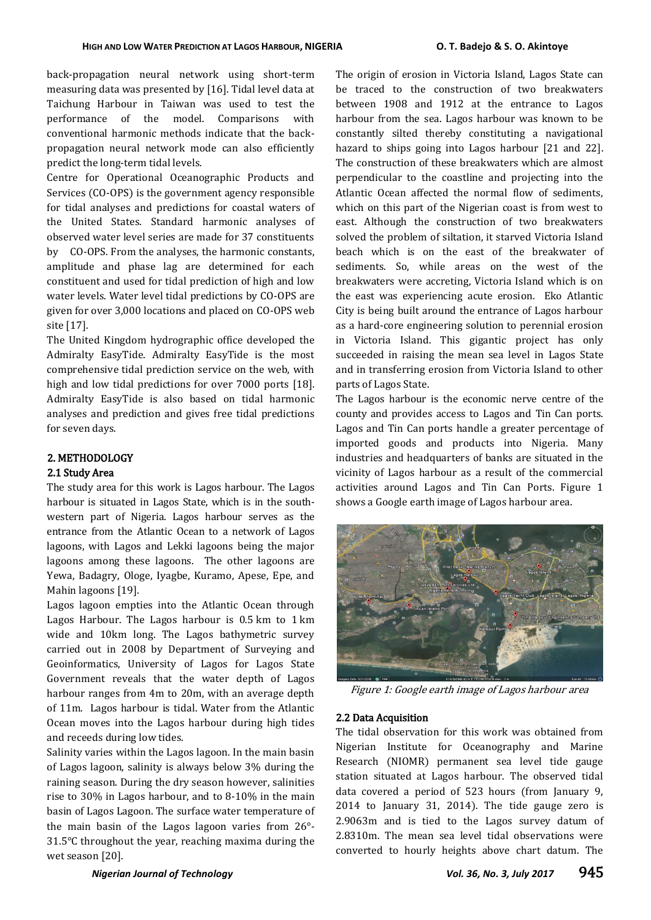back-propagation neural network using short-term measuring data was presented by [16]. Tidal level data at Taichung Harbour in Taiwan was used to test the performance of the model. Comparisons with conventional harmonic methods indicate that the back-propagation neural network mode can also efficiently predict the long-term tidal levels.

Centre for Operational Oceanographic Products and Services (CO-OPS) is the government agency responsible for tidal analyses and predictions for coastal waters of the United States. Standard harmonic analyses of observed water level series are made for 37 constituents by CO-OPS. From the analyses, the harmonic constants, amplitude and phase lag are determined for each constituent and used for tidal prediction of high and low water levels. Water level tidal predictions by CO-OPS are given for over 3,000 locations and placed on CO-OPS web site [17].

The United Kingdom hydrographic office developed the Admiralty EasyTide. Admiralty EasyTide is the most comprehensive tidal prediction service on the web, with high and low tidal predictions for over 7000 ports [18]. Admiralty EasyTide is also based on tidal harmonic analyses and prediction and gives free tidal predictions for seven days.

## 2. METHODOLOGY

### 2.1 Study Area

The study area for this work is Lagos harbour. The Lagos harbour is situated in Lagos State, which is in the south-western part of Nigeria. Lagos harbour serves as the entrance from the Atlantic Ocean to a network of Lagos lagoons, with Lagos and Lekki lagoons being the major lagoons among these lagoons. The other lagoons are Yewa, Badagry, Ologe, Iyagbe, Kuramo, Apese, Epe, and Mahin lagoons [19].

Lagos lagoon empties into the Atlantic Ocean through Lagos Harbour. The Lagos harbour is 0.5 km to 1 km wide and 10km long. The Lagos bathymetric survey carried out in 2008 by Department of Surveying and Geoinformatics, University of Lagos for Lagos State Government reveals that the water depth of Lagos harbour ranges from 4m to 20m, with an average depth of 11m. Lagos harbour is tidal. Water from the Atlantic Ocean moves into the Lagos harbour during high tides and receeds during low tides.

Salinity varies within the Lagos lagoon. In the main basin of Lagos lagoon, salinity is always below 3% during the raining season. During the dry season however, salinities rise to 30% in Lagos harbour, and to 8-10% in the main basin of Lagos Lagoon. The surface water temperature of the main basin of the Lagos lagoon varies from 26°-31.5°C throughout the year, reaching maxima during the wet season [20].

The origin of erosion in Victoria Island, Lagos State can be traced to the construction of two breakwaters between 1908 and 1912 at the entrance to Lagos harbour from the sea. Lagos harbour was known to be constantly silted thereby constituting a navigational hazard to ships going into Lagos harbour [21 and 22]. The construction of these breakwaters which are almost perpendicular to the coastline and projecting into the Atlantic Ocean affected the normal flow of sediments, which on this part of the Nigerian coast is from west to east. Although the construction of two breakwaters solved the problem of siltation, it starved Victoria Island beach which is on the east of the breakwater of sediments. So, while areas on the west of the breakwaters were accreting, Victoria Island which is on the east was experiencing acute erosion. Eko Atlantic City is being built around the entrance of Lagos harbour as a hard-core engineering solution to perennial erosion in Victoria Island. This gigantic project has only succeeded in raising the mean sea level in Lagos State and in transferring erosion from Victoria Island to other parts of Lagos State.

The Lagos harbour is the economic nerve centre of the county and provides access to Lagos and Tin Can ports. Lagos and Tin Can ports handle a greater percentage of imported goods and products into Nigeria. Many industries and headquarters of banks are situated in the vicinity of Lagos harbour as a result of the commercial activities around Lagos and Tin Can Ports. Figure 1 shows a Google earth image of Lagos harbour area.

*Figure 1: Google earth image of Lagos harbour area*

### 2.2 Data Acquisition

The tidal observation for this work was obtained from Nigerian Institute for Oceanography and Marine Research (NIOMR) permanent sea level tide gauge station situated at Lagos harbour. The observed tidal data covered a period of 523 hours (from January 9, 2014 to January 31, 2014). The tide gauge zero is 2.9063m and is tied to the Lagos survey datum of 2.8310m. The mean sea level tidal observations were converted to hourly heights above chart datum. The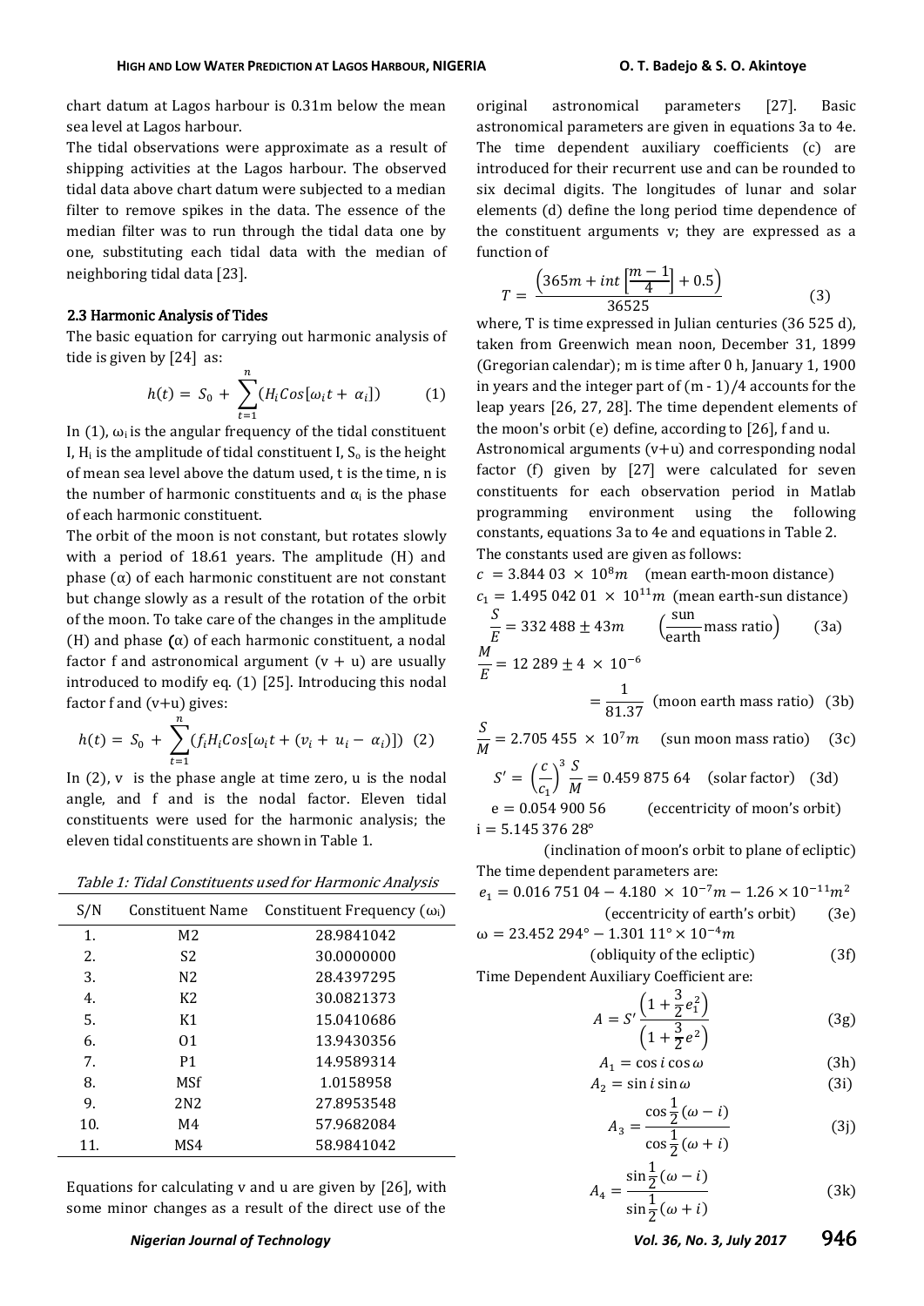chart datum at Lagos harbour is 0.31m below the mean sea level at Lagos harbour.

The tidal observations were approximate as a result of shipping activities at the Lagos harbour. The observed tidal data above chart datum were subjected to a median filter to remove spikes in the data. The essence of the median filter was to run through the tidal data one by one, substituting each tidal data with the median of neighboring tidal data [23].

### 2.3 Harmonic Analysis of Tides

The basic equation for carrying out harmonic analysis of tide is given by [24] as:

$$h(t) = S_0 + \sum_{t=1}^{n} (H_i Cos[\omega_i t + \alpha_i]) \quad (1)$$

In (1), $\omega_i$ is the angular frequency of the tidal constituent I, $H_i$ is the amplitude of tidal constituent I, $S_o$ is the height of mean sea level above the datum used, t is the time, n is the number of harmonic constituents and $\alpha_i$ is the phase of each harmonic constituent.

The orbit of the moon is not constant, but rotates slowly with a period of 18.61 years. The amplitude (H) and phase ($\alpha$) of each harmonic constituent are not constant but change slowly as a result of the rotation of the orbit of the moon. To take care of the changes in the amplitude (H) and phase ($\alpha$) of each harmonic constituent, a nodal factor f and astronomical argument (v + u) are usually introduced to modify eq. (1) [25]. Introducing this nodal factor f and (v+u) gives:

$$h(t) = S_0 + \sum_{t=1}^{n} (f_i H_i Cos[\omega_i t + (v_i + u_i - \alpha_i)]) \quad (2)$$

In (2), v is the phase angle at time zero, u is the nodal angle, and f and is the nodal factor. Eleven tidal constituents were used for the harmonic analysis; the eleven tidal constituents are shown in Table 1.

*Table 1: Tidal Constituents used for Harmonic Analysis*

| S/N | Constituent Name | Constituent Frequency ($\omega_i$) |
|---|---|---|
| 1. | M2 | 28.9841042 |
| 2. | S2 | 30.0000000 |
| 3. | N2 | 28.4397295 |
| 4. | K2 | 30.0821373 |
| 5. | K1 | 15.0410686 |
| 6. | O1 | 13.9430356 |
| 7. | P1 | 14.9589314 |
| 8. | MSf | 1.0158958 |
| 9. | 2N2 | 27.8953548 |
| 10. | M4 | 57.9682084 |
| 11. | MS4 | 58.9841042 |

Equations for calculating v and u are given by [26], with some minor changes as a result of the direct use of the original astronomical parameters [27]. Basic astronomical parameters are given in equations 3a to 4e. The time dependent auxiliary coefficients (c) are introduced for their recurrent use and can be rounded to six decimal digits. The longitudes of lunar and solar elements (d) define the long period time dependence of the constituent arguments v; they are expressed as a function of

$$T = \frac{\left(365m + int\left[\frac{m-1}{4}\right] + 0.5\right)}{36525} \quad (3)$$

where, T is time expressed in Julian centuries (36 525 d), taken from Greenwich mean noon, December 31, 1899 (Gregorian calendar); m is time after 0 h, January 1, 1900 in years and the integer part of (m - 1)/4 accounts for the leap years [26, 27, 28]. The time dependent elements of the moon's orbit (e) define, according to [26], f and u.

Astronomical arguments (v+u) and corresponding nodal factor (f) given by [27] were calculated for seven constituents for each observation period in Matlab programming environment using the following constants, equations 3a to 4e and equations in Table 2.

The constants used are given as follows:

$c = 3.844\,03 \times 10^8 m$ (mean earth-moon distance)

$c_1 = 1.495\,042\,01 \times 10^{11} m$ (mean earth-sun distance)

$$\frac{S}{E} = 332\,488 \pm 43m \quad \left(\frac{\text{sun}}{\text{earth}} \text{mass ratio}\right) \quad (3a)$$

$$\frac{M}{E} = 12\,289 \pm 4 \times 10^{-6} = \frac{1}{81.37} \quad \text{(moon earth mass ratio)} \quad (3b)$$

$$\frac{S}{M} = 2.705\,455 \times 10^7 m \quad \text{(sun moon mass ratio)} \quad (3c)$$

$$S' = \left(\frac{c}{c_1}\right)^3 \frac{S}{M} = 0.459\,875\,64 \quad \text{(solar factor)} \quad (3d)$$

$e = 0.054\,900\,56$ (eccentricity of moon's orbit)

$i = 5.145\,376\,28°$ (inclination of moon's orbit to plane of ecliptic)

The time dependent parameters are:

$$e_1 = 0.016\,751\,04 - 4.180 \times 10^{-7} m - 1.26 \times 10^{-11} m^2 \quad \text{(eccentricity of earth's orbit)} \quad (3e)$$

$$\omega = 23.452\,294° - 1.301\,11° \times 10^{-4} m \quad \text{(obliquity of the ecliptic)} \quad (3f)$$

Time Dependent Auxiliary Coefficient are:

$$A = S' \frac{\left(1 + \frac{3}{2} e_1^2\right)}{\left(1 + \frac{3}{2} e^2\right)} \quad (3g)$$

$$A_1 = \cos i \cos \omega \quad (3h)$$

$$A_2 = \sin i \sin \omega \quad (3i)$$

$$A_3 = \frac{\cos \frac{1}{2}(\omega - i)}{\cos \frac{1}{2}(\omega + i)} \quad (3j)$$

$$A_4 = \frac{\sin \frac{1}{2}(\omega - i)}{\sin \frac{1}{2}(\omega + i)} \quad (3k)$$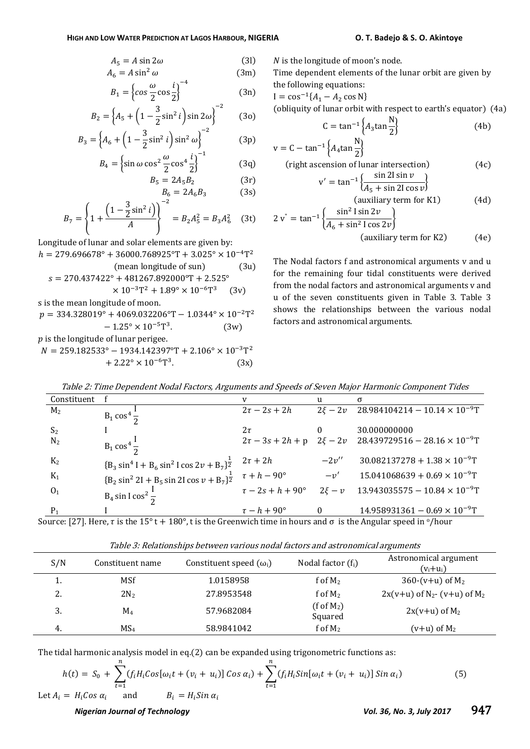$$A_5 = A \sin 2\omega \tag{3l}$$

$$A_6 = A \sin^2 \omega \tag{3m}$$

$$B_1 = \left\{cos\frac{\omega}{2}\cos\frac{i}{2}\right\}^{-4} \tag{3n}$$

$$B_2 = \left\{A_5 + \left(1 - \frac{3}{2}\sin^2 i\right)\sin 2\omega\right\}^{-2} \tag{3o}$$

$$B_3 = \left\{A_6 + \left(1 - \frac{3}{2}\sin^2 i\right)\sin^2 \omega\right\}^{-2} \tag{3p}$$

$$B_4 = \left\{\sin\omega \cos^2\frac{\omega}{2}\cos^4\frac{i}{2}\right\}^{-1} \tag{3q}$$

$$B_5 = 2A_5B_2 \tag{3r}$$

$$B_6 = 2A_6B_3 \tag{3s}$$

$$B_7 = \left\{1 + \frac{\left(1 - \frac{3}{2}\sin^2 i\right)}{A}\right\}^{-2} = B_2A_5^2 = B_3A_6^2 \tag{3t}$$

Longitude of lunar and solar elements are given by:

$$h = 279.696678° + 36000.768925°T + 3.025° \times 10^{-4}T^2 \quad \text{(mean longitude of sun)} \tag{3u}$$

$$s = 270.437422° + 481267.892000°T + 2.525° \times 10^{-3}T^2 + 1.89° \times 10^{-6}T^3 \tag{3v}$$

s is the mean longitude of moon.

$$p = 334.328019° + 4069.032206°T - 1.0344° \times 10^{-2}T^2 - 1.25° \times 10^{-5}T^3. \tag{3w}$$

$p$ is the longitude of lunar perigee.

$$N = 259.182533° - 1934.142397°T + 2.106° \times 10^{-3}T^2 + 2.22° \times 10^{-6}T^3. \tag{3x}$$

$N$ is the longitude of moon's node.

Time dependent elements of the lunar orbit are given by the following equations:

$$I = \cos^{-1}\{A_1 - A_2 \cos N\}$$

(obliquity of lunar orbit with respect to earth's equator) (4a)

$$C = \tan^{-1}\left\{A_3 \tan\frac{N}{2}\right\} \tag{4b}$$

$$v = C - \tan^{-1}\left\{A_4 \tan\frac{N}{2}\right\}$$

(right ascension of lunar intersection) (4c)

$$v' = \tan^{-1}\left\{\frac{\sin 2I \sin v}{A_5 + \sin 2I \cos v}\right\}$$

(auxiliary term for K1) (4d)

$$2\,v'' = \tan^{-1}\left\{\frac{\sin^2 I \sin 2v}{A_6 + \sin^2 I \cos 2v}\right\}$$

(auxiliary term for K2) (4e)

The Nodal factors f and astronomical arguments v and u for the remaining four tidal constituents were derived from the nodal factors and astronomical arguments v and u of the seven constituents given in Table 3. Table 3 shows the relationships between the various nodal factors and astronomical arguments.

*Table 2: Time Dependent Nodal Factors, Arguments and Speeds of Seven Major Harmonic Component Tides*

| Constituent | f | v | u | σ |
|---|---|---|---|---|
| $M_2$ | $B_1 \cos^4\frac{I}{2}$ | $2\tau - 2s + 2h$ | $2\xi - 2v$ | $28.984104214 - 10.14 \times 10^{-9}T$ |
| $S_2$ | I | $2\tau$ | 0 | 30.000000000 |
| $N_2$ | $B_1 \cos^4\frac{I}{2}$ | $2\tau - 3s + 2h + p$ | $2\xi - 2v$ | $28.439729516 - 28.16 \times 10^{-9}T$ |
| $K_2$ | $\{B_3 \sin^4 I + B_6 \sin^2 I \cos 2v + B_7\}^{\frac{1}{2}}$ | $2\tau + 2h$ | $-2v''$ | $30.082137278 + 1.38 \times 10^{-9}T$ |
| $K_1$ | $\{B_2 \sin^2 2I + B_5 \sin 2I \cos v + B_7\}^{\frac{1}{2}}$ | $\tau + h - 90°$ | $-v'$ | $15.041068639 + 0.69 \times 10^{-9}T$ |
| $O_1$ | $B_4 \sin I \cos^2\frac{I}{2}$ | $\tau - 2s + h + 90°$ | $2\xi - v$ | $13.943035575 - 10.84 \times 10^{-9}T$ |
| $P_1$ | I | $\tau - h + 90°$ | 0 | $14.958931361 - 0.69 \times 10^{-9}T$ |

Source: [27]. Here, $\tau$ is the $15°\,t + 180°$, t is the Greenwich time in hours and $\sigma$ is the Angular speed in °/hour

*Table 3: Relationships between various nodal factors and astronomical arguments*

| S/N | Constituent name | Constituent speed ($\omega_i$) | Nodal factor ($f_i$) | Astronomical argument ($v_i$+$u_i$) |
|---|---|---|---|---|
| 1. | MSf | 1.0158958 | f of $M_2$ | 360-(v+u) of $M_2$ |
| 2. | $2N_2$ | 27.8953548 | f of $M_2$ | 2x(v+u) of $N_2$- (v+u) of $M_2$ |
| 3. | $M_4$ | 57.9682084 | (f of $M_2$) Squared | 2x(v+u) of $M_2$ |
| 4. | $MS_4$ | 58.9841042 | f of $M_2$ | (v+u) of $M_2$ |

The tidal harmonic analysis model in eq.(2) can be expanded using trigonometric functions as:

$$h(t) = S_0 + \sum_{t=1}^{n}(f_i H_i Cos[\omega_i t + (v_i + u_i)]\, Cos\, \alpha_i) + \sum_{t=1}^{n}(f_i H_i Sin[\omega_i t + (v_i + u_i)]\, Sin\, \alpha_i) \tag{5}$$

Let $A_i = H_i Cos\, \alpha_i$ and $B_i = H_i Sin\, \alpha_i$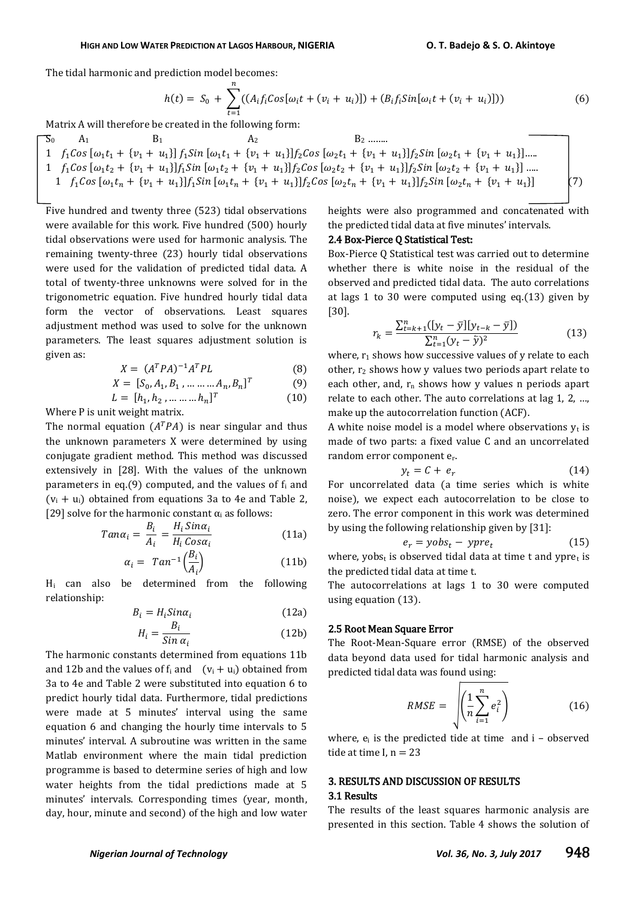The tidal harmonic and prediction model becomes:

$$h(t) = S_0 + \sum_{t=1}^{n} ((A_i f_i Cos[\omega_i t + (v_i + u_i)]) + (B_i f_i Sin[\omega_i t + (v_i + u_i)])) \tag{6}$$

Matrix A will therefore be created in the following form:

$$\begin{bmatrix} S_0 & A_1 & B_1 & A_2 & B_2 \ldots \\ 1 & f_1 Cos[\omega_1 t_1 + \{v_1 + u_1\}] & f_1 Sin[\omega_1 t_1 + \{v_1 + u_1\}] & f_2 Cos[\omega_2 t_1 + \{v_1 + u_1\}] & f_2 Sin[\omega_2 t_1 + \{v_1 + u_1\}] \ldots \\ 1 & f_1 Cos[\omega_1 t_2 + \{v_1 + u_1\}] & f_1 Sin[\omega_1 t_2 + \{v_1 + u_1\}] & f_2 Cos[\omega_2 t_2 + \{v_1 + u_1\}] & f_2 Sin[\omega_2 t_2 + \{v_1 + u_1\}] \ldots \\ 1 & f_1 Cos[\omega_1 t_n + \{v_1 + u_1\}] & f_1 Sin[\omega_1 t_n + \{v_1 + u_1\}] & f_2 Cos[\omega_2 t_n + \{v_1 + u_1\}] & f_2 Sin[\omega_2 t_n + \{v_1 + u_1\}] \end{bmatrix} \tag{7}$$

Five hundred and twenty three (523) tidal observations were available for this work. Five hundred (500) hourly tidal observations were used for harmonic analysis. The remaining twenty-three (23) hourly tidal observations were used for the validation of predicted tidal data. A total of twenty-three unknowns were solved for in the trigonometric equation. Five hundred hourly tidal data form the vector of observations. Least squares adjustment method was used to solve for the unknown parameters. The least squares adjustment solution is given as:

$$X = (A^T PA)^{-1} A^T PL \tag{8}$$

$$X = [S_0, A_1, B_1, \ldots \ldots \ldots A_n, B_n]^T \tag{9}$$

$$L = [h_1, h_2, \ldots \ldots \ldots h_n]^T \tag{10}$$

Where P is unit weight matrix.

The normal equation $(A^T PA)$ is near singular and thus the unknown parameters X were determined by using conjugate gradient method. This method was discussed extensively in [28]. With the values of the unknown parameters in eq.(9) computed, and the values of $f_i$ and $(v_i + u_i)$ obtained from equations 3a to 4e and Table 2, [29] solve for the harmonic constant $\alpha_i$ as follows:

$$Tan\alpha_i = \frac{B_i}{A_i} = \frac{H_i Sin\alpha_i}{H_i Cos\alpha_i} \tag{11a}$$

$$\alpha_i = Tan^{-1}\left(\frac{B_i}{A_i}\right) \tag{11b}$$

$H_i$ can also be determined from the following relationship:

$$B_i = H_i Sin\alpha_i \tag{12a}$$

$$H_i = \frac{B_i}{Sin\,\alpha_i} \tag{12b}$$

The harmonic constants determined from equations 11b and 12b and the values of $f_i$ and $(v_i + u_i)$ obtained from 3a to 4e and Table 2 were substituted into equation 6 to predict hourly tidal data. Furthermore, tidal predictions were made at 5 minutes' interval using the same equation 6 and changing the hourly time intervals to 5 minutes' interval. A subroutine was written in the same Matlab environment where the main tidal prediction programme is based to determine series of high and low water heights from the tidal predictions made at 5 minutes' intervals. Corresponding times (year, month, day, hour, minute and second) of the high and low water heights were also programmed and concatenated with the predicted tidal data at five minutes' intervals.

### 2.4 Box-Pierce Q Statistical Test:

Box-Pierce Q Statistical test was carried out to determine whether there is white noise in the residual of the observed and predicted tidal data. The auto correlations at lags 1 to 30 were computed using eq.(13) given by [30].

$$r_k = \frac{\sum_{t=k+1}^{n}([y_t - \bar{y}][y_{t-k} - \bar{y}])}{\sum_{t=1}^{n}(y_t - \bar{y})^2} \tag{13}$$

where, $r_1$ shows how successive values of y relate to each other, $r_2$ shows how y values two periods apart relate to each other, and, $r_n$ shows how y values n periods apart relate to each other. The auto correlations at lag 1, 2, …, make up the autocorrelation function (ACF).

A white noise model is a model where observations $y_t$ is made of two parts: a fixed value C and an uncorrelated random error component $e_r$.

$$y_t = C + e_r \tag{14}$$

For uncorrelated data (a time series which is white noise), we expect each autocorrelation to be close to zero. The error component in this work was determined by using the following relationship given by [31]:

$$e_r = yobs_t - ypre_t \tag{15}$$

where, $yobs_t$ is observed tidal data at time t and $ypre_t$ is the predicted tidal data at time t.

The autocorrelations at lags 1 to 30 were computed using equation (13).

### 2.5 Root Mean Square Error

The Root-Mean-Square error (RMSE) of the observed data beyond data used for tidal harmonic analysis and predicted tidal data was found using:

$$RMSE = \sqrt{\left(\frac{1}{n}\sum_{i=1}^{n} e_i^2\right)} \tag{16}$$

where, $e_i$ is the predicted tide at time and i – observed tide at time I, n = 23

## 3. RESULTS AND DISCUSSION OF RESULTS

### 3.1 Results

The results of the least squares harmonic analysis are presented in this section. Table 4 shows the solution of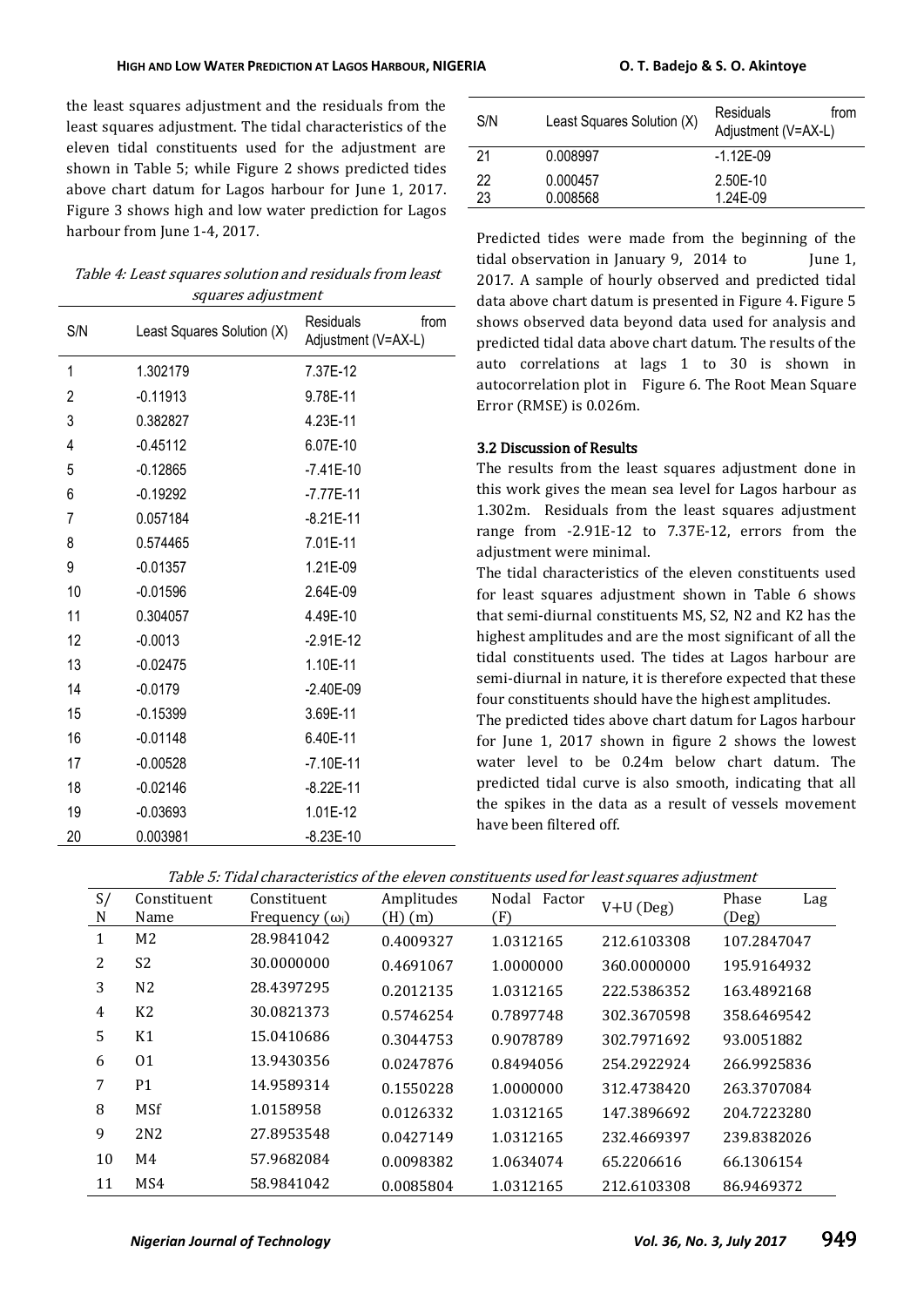the least squares adjustment and the residuals from the least squares adjustment. The tidal characteristics of the eleven tidal constituents used for the adjustment are shown in Table 5; while Figure 2 shows predicted tides above chart datum for Lagos harbour for June 1, 2017. Figure 3 shows high and low water prediction for Lagos harbour from June 1-4, 2017.

*Table 4: Least squares solution and residuals from least squares adjustment*

| S/N | Least Squares Solution (X) | Residuals from Adjustment (V=AX-L) |
|---|---|---|
| 1 | 1.302179 | 7.37E-12 |
| 2 | -0.11913 | 9.78E-11 |
| 3 | 0.382827 | 4.23E-11 |
| 4 | -0.45112 | 6.07E-10 |
| 5 | -0.12865 | -7.41E-10 |
| 6 | -0.19292 | -7.77E-11 |
| 7 | 0.057184 | -8.21E-11 |
| 8 | 0.574465 | 7.01E-11 |
| 9 | -0.01357 | 1.21E-09 |
| 10 | -0.01596 | 2.64E-09 |
| 11 | 0.304057 | 4.49E-10 |
| 12 | -0.0013 | -2.91E-12 |
| 13 | -0.02475 | 1.10E-11 |
| 14 | -0.0179 | -2.40E-09 |
| 15 | -0.15399 | 3.69E-11 |
| 16 | -0.01148 | 6.40E-11 |
| 17 | -0.00528 | -7.10E-11 |
| 18 | -0.02146 | -8.22E-11 |
| 19 | -0.03693 | 1.01E-12 |
| 20 | 0.003981 | -8.23E-10 |
| 21 | 0.008997 | -1.12E-09 |
| 22 | 0.000457 | 2.50E-10 |
| 23 | 0.008568 | 1.24E-09 |

Predicted tides were made from the beginning of the tidal observation in January 9, 2014 to June 1, 2017. A sample of hourly observed and predicted tidal data above chart datum is presented in Figure 4. Figure 5 shows observed data beyond data used for analysis and predicted tidal data above chart datum. The results of the auto correlations at lags 1 to 30 is shown in autocorrelation plot in Figure 6. The Root Mean Square Error (RMSE) is 0.026m.

### 3.2 Discussion of Results

The results from the least squares adjustment done in this work gives the mean sea level for Lagos harbour as 1.302m. Residuals from the least squares adjustment range from -2.91E-12 to 7.37E-12, errors from the adjustment were minimal.

The tidal characteristics of the eleven constituents used for least squares adjustment shown in Table 6 shows that semi-diurnal constituents MS, S2, N2 and K2 has the highest amplitudes and are the most significant of all the tidal constituents used. The tides at Lagos harbour are semi-diurnal in nature, it is therefore expected that these four constituents should have the highest amplitudes.

The predicted tides above chart datum for Lagos harbour for June 1, 2017 shown in figure 2 shows the lowest water level to be 0.24m below chart datum. The predicted tidal curve is also smooth, indicating that all the spikes in the data as a result of vessels movement have been filtered off.

*Table 5: Tidal characteristics of the eleven constituents used for least squares adjustment*

| S/N | Constituent Name | Constituent Frequency ($\omega_i$) | Amplitudes (H) (m) | Nodal Factor (F) | V+U (Deg) | Phase Lag (Deg) |
|---|---|---|---|---|---|---|
| 1 | M2 | 28.9841042 | 0.4009327 | 1.0312165 | 212.6103308 | 107.2847047 |
| 2 | S2 | 30.0000000 | 0.4691067 | 1.0000000 | 360.0000000 | 195.9164932 |
| 3 | N2 | 28.4397295 | 0.2012135 | 1.0312165 | 222.5386352 | 163.4892168 |
| 4 | K2 | 30.0821373 | 0.5746254 | 0.7897748 | 302.3670598 | 358.6469542 |
| 5 | K1 | 15.0410686 | 0.3044753 | 0.9078789 | 302.7971692 | 93.0051882 |
| 6 | O1 | 13.9430356 | 0.0247876 | 0.8494056 | 254.2922924 | 266.9925836 |
| 7 | P1 | 14.9589314 | 0.1550228 | 1.0000000 | 312.4738420 | 263.3707084 |
| 8 | MSf | 1.0158958 | 0.0126332 | 1.0312165 | 147.3896692 | 204.7223280 |
| 9 | 2N2 | 27.8953548 | 0.0427149 | 1.0312165 | 232.4669397 | 239.8382026 |
| 10 | M4 | 57.9682084 | 0.0098382 | 1.0634074 | 65.2206616 | 66.1306154 |
| 11 | MS4 | 58.9841042 | 0.0085804 | 1.0312165 | 212.6103308 | 86.9469372 |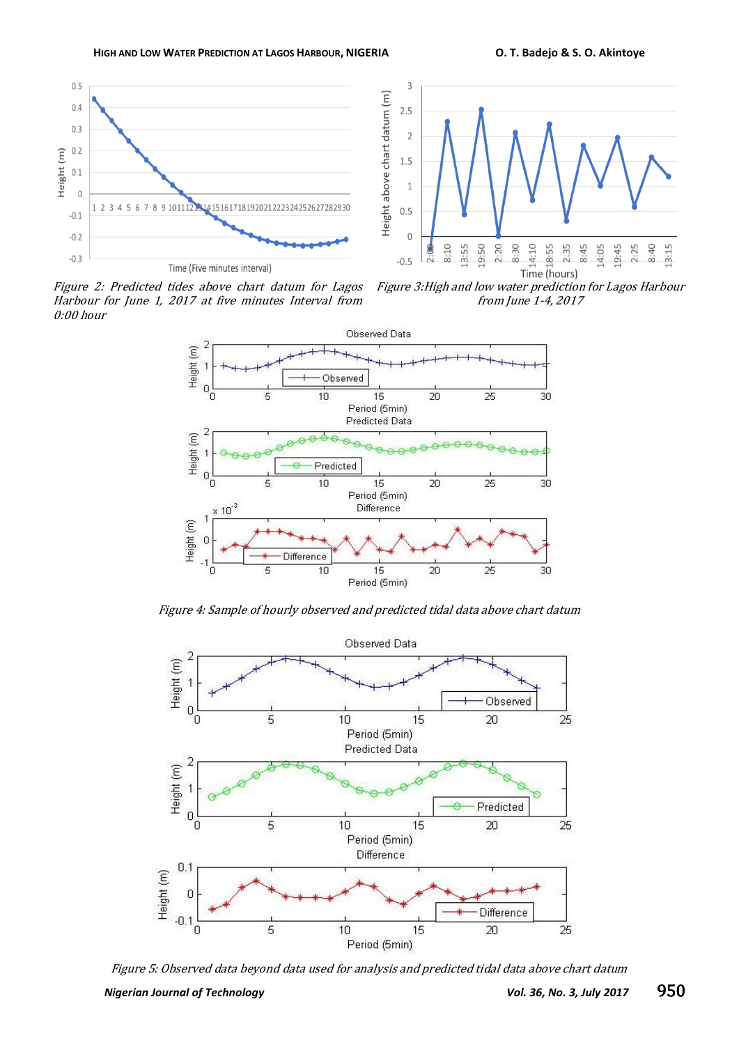*Figure 2: Predicted tides above chart datum for Lagos Harbour for June 1, 2017 at five minutes Interval from 0:00 hour*

*Figure 3: High and low water prediction for Lagos Harbour from June 1-4, 2017*

*Figure 4: Sample of hourly observed and predicted tidal data above chart datum*

*Figure 5: Observed data beyond data used for analysis and predicted tidal data above chart datum*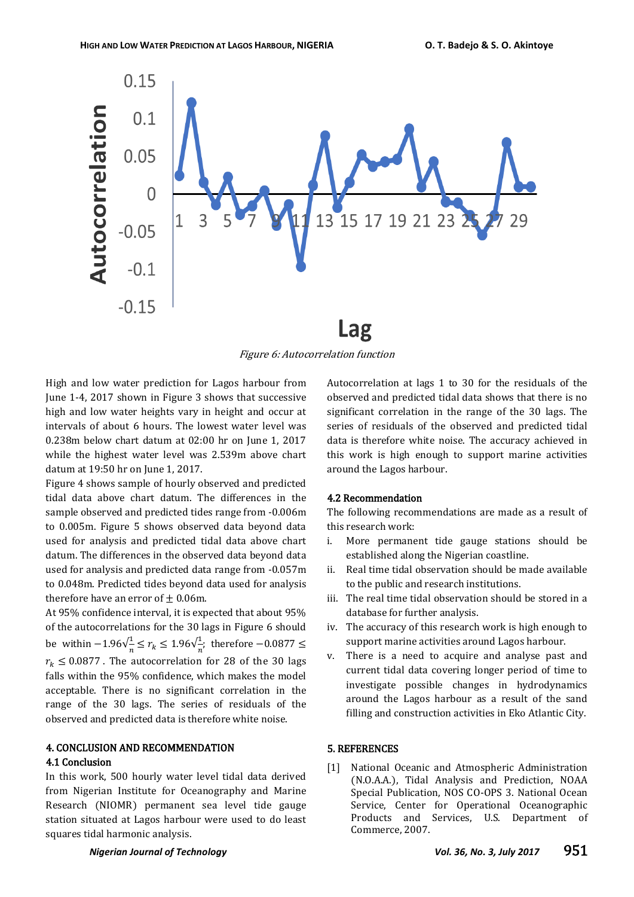*Figure 6: Autocorrelation function*

High and low water prediction for Lagos harbour from June 1-4, 2017 shown in Figure 3 shows that successive high and low water heights vary in height and occur at intervals of about 6 hours. The lowest water level was 0.238m below chart datum at 02:00 hr on June 1, 2017 while the highest water level was 2.539m above chart datum at 19:50 hr on June 1, 2017.

Figure 4 shows sample of hourly observed and predicted tidal data above chart datum. The differences in the sample observed and predicted tides range from -0.006m to 0.005m. Figure 5 shows observed data beyond data used for analysis and predicted tidal data above chart datum. The differences in the observed data beyond data used for analysis and predicted data range from -0.057m to 0.048m. Predicted tides beyond data used for analysis therefore have an error of $\pm$ 0.06m.

At 95% confidence interval, it is expected that about 95% of the autocorrelations for the 30 lags in Figure 6 should be within $-1.96\sqrt{\frac{1}{n}} \leq r_k \leq 1.96\sqrt{\frac{1}{n}}$; therefore $-0.0877 \leq r_k \leq 0.0877$. The autocorrelation for 28 of the 30 lags falls within the 95% confidence, which makes the model acceptable. There is no significant correlation in the range of the 30 lags. The series of residuals of the observed and predicted data is therefore white noise.

## 4. CONCLUSION AND RECOMMENDATION

### 4.1 Conclusion

In this work, 500 hourly water level tidal data derived from Nigerian Institute for Oceanography and Marine Research (NIOMR) permanent sea level tide gauge station situated at Lagos harbour were used to do least squares tidal harmonic analysis.

Autocorrelation at lags 1 to 30 for the residuals of the observed and predicted tidal data shows that there is no significant correlation in the range of the 30 lags. The series of residuals of the observed and predicted tidal data is therefore white noise. The accuracy achieved in this work is high enough to support marine activities around the Lagos harbour.

### 4.2 Recommendation

The following recommendations are made as a result of this research work:

i. More permanent tide gauge stations should be established along the Nigerian coastline.
ii. Real time tidal observation should be made available to the public and research institutions.
iii. The real time tidal observation should be stored in a database for further analysis.
iv. The accuracy of this research work is high enough to support marine activities around Lagos harbour.
v. There is a need to acquire and analyse past and current tidal data covering longer period of time to investigate possible changes in hydrodynamics around the Lagos harbour as a result of the sand filling and construction activities in Eko Atlantic City.

## 5. REFERENCES

[1] National Oceanic and Atmospheric Administration (N.O.A.A.), Tidal Analysis and Prediction, NOAA Special Publication, NOS CO-OPS 3. National Ocean Service, Center for Operational Oceanographic Products and Services, U.S. Department of Commerce, 2007.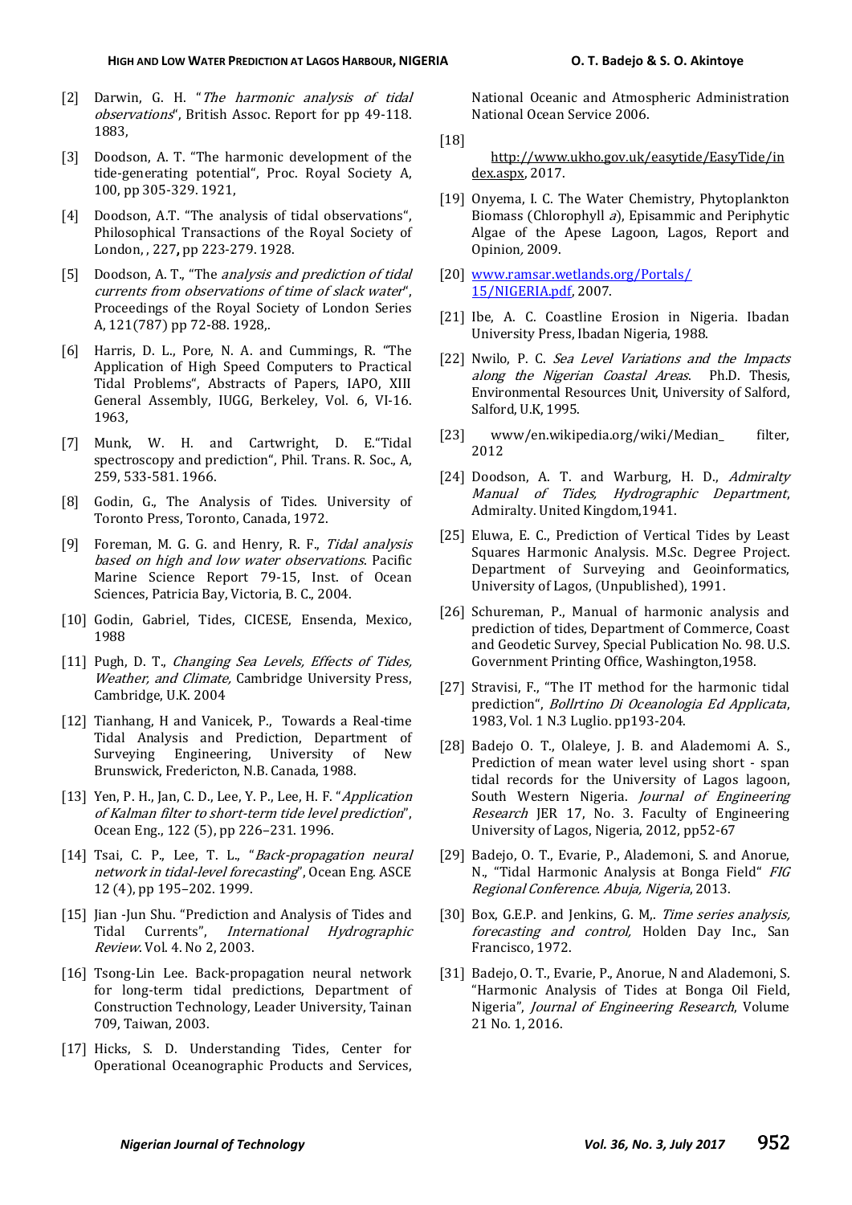[2] Darwin, G. H. "*The harmonic analysis of tidal observations*", British Assoc. Report for pp 49-118. 1883,

[3] Doodson, A. T. "The harmonic development of the tide-generating potential", Proc. Royal Society A, 100, pp 305-329. 1921,

[4] Doodson, A.T. "The analysis of tidal observations", Philosophical Transactions of the Royal Society of London, , 227**,** pp 223-279. 1928.

[5] Doodson, A. T., "The *analysis and prediction of tidal currents from observations of time of slack water*", Proceedings of the Royal Society of London Series A, 121(787) pp 72-88. 1928,.

[6] Harris, D. L., Pore, N. A. and Cummings, R. "The Application of High Speed Computers to Practical Tidal Problems", Abstracts of Papers, IAPO, XIII General Assembly, IUGG, Berkeley, Vol. 6, VI-16. 1963,

[7] Munk, W. H. and Cartwright, D. E."Tidal spectroscopy and prediction", Phil. Trans. R. Soc., A, 259, 533-581. 1966.

[8] Godin, G., The Analysis of Tides. University of Toronto Press, Toronto, Canada, 1972.

[9] Foreman, M. G. G. and Henry, R. F., *Tidal analysis based on high and low water observations*. Pacific Marine Science Report 79-15, Inst. of Ocean Sciences, Patricia Bay, Victoria, B. C., 2004.

[10] Godin, Gabriel, Tides, CICESE, Ensenda, Mexico, 1988

[11] Pugh, D. T., *Changing Sea Levels, Effects of Tides, Weather, and Climate*, Cambridge University Press, Cambridge, U.K. 2004

[12] Tianhang, H and Vanicek, P., Towards a Real-time Tidal Analysis and Prediction, Department of Surveying Engineering, University of New Brunswick, Fredericton, N.B. Canada, 1988.

[13] Yen, P. H., Jan, C. D., Lee, Y. P., Lee, H. F. "*Application of Kalman filter to short-term tide level prediction*", Ocean Eng., 122 (5), pp 226–231. 1996.

[14] Tsai, C. P., Lee, T. L., "*Back-propagation neural network in tidal-level forecasting*", Ocean Eng. ASCE 12 (4), pp 195–202. 1999.

[15] Jian -Jun Shu. "Prediction and Analysis of Tides and Tidal Currents", *International Hydrographic Review*. Vol. 4. No 2, 2003.

[16] Tsong-Lin Lee. Back-propagation neural network for long-term tidal predictions, Department of Construction Technology, Leader University, Tainan 709, Taiwan, 2003.

[17] Hicks, S. D. Understanding Tides, Center for Operational Oceanographic Products and Services, National Oceanic and Atmospheric Administration National Ocean Service 2006.

[18] http://www.ukho.gov.uk/easytide/EasyTide/index.aspx, 2017.

[19] Onyema, I. C. The Water Chemistry, Phytoplankton Biomass (Chlorophyll *a*), Episammic and Periphytic Algae of the Apese Lagoon, Lagos, Report and Opinion*,* 2009.

[20] www.ramsar.wetlands.org/Portals/15/NIGERIA.pdf, 2007.

[21] Ibe, A. C. Coastline Erosion in Nigeria. Ibadan University Press, Ibadan Nigeria, 1988.

[22] Nwilo, P. C. *Sea Level Variations and the Impacts along the Nigerian Coastal Areas*. Ph.D. Thesis, Environmental Resources Unit, University of Salford, Salford, U.K, 1995.

[23] www/en.wikipedia.org/wiki/Median_ filter, 2012

[24] Doodson, A. T. and Warburg, H. D., *Admiralty Manual of Tides, Hydrographic Department*, Admiralty. United Kingdom,1941.

[25] Eluwa, E. C., Prediction of Vertical Tides by Least Squares Harmonic Analysis. M.Sc. Degree Project. Department of Surveying and Geoinformatics, University of Lagos, (Unpublished), 1991.

[26] Schureman, P., Manual of harmonic analysis and prediction of tides, Department of Commerce, Coast and Geodetic Survey, Special Publication No. 98. U.S. Government Printing Office, Washington,1958.

[27] Stravisi, F., "The IT method for the harmonic tidal prediction", *Bollrtino Di Oceanologia Ed Applicata*, 1983, Vol. 1 N.3 Luglio. pp193-204.

[28] Badejo O. T., Olaleye, J. B. and Alademomi A. S., Prediction of mean water level using short - span tidal records for the University of Lagos lagoon, South Western Nigeria. *Journal of Engineering Research* JER 17, No. 3. Faculty of Engineering University of Lagos, Nigeria, 2012, pp52-67

[29] Badejo, O. T., Evarie, P., Alademoni, S. and Anorue, N., "Tidal Harmonic Analysis at Bonga Field" *FIG Regional Conference. Abuja, Nigeria*, 2013.

[30] Box, G.E.P. and Jenkins, G. M,. *Time series analysis, forecasting and control,* Holden Day Inc., San Francisco, 1972.

[31] Badejo, O. T., Evarie, P., Anorue, N and Alademoni, S. "Harmonic Analysis of Tides at Bonga Oil Field, Nigeria", *Journal of Engineering Research*, Volume 21 No. 1, 2016.